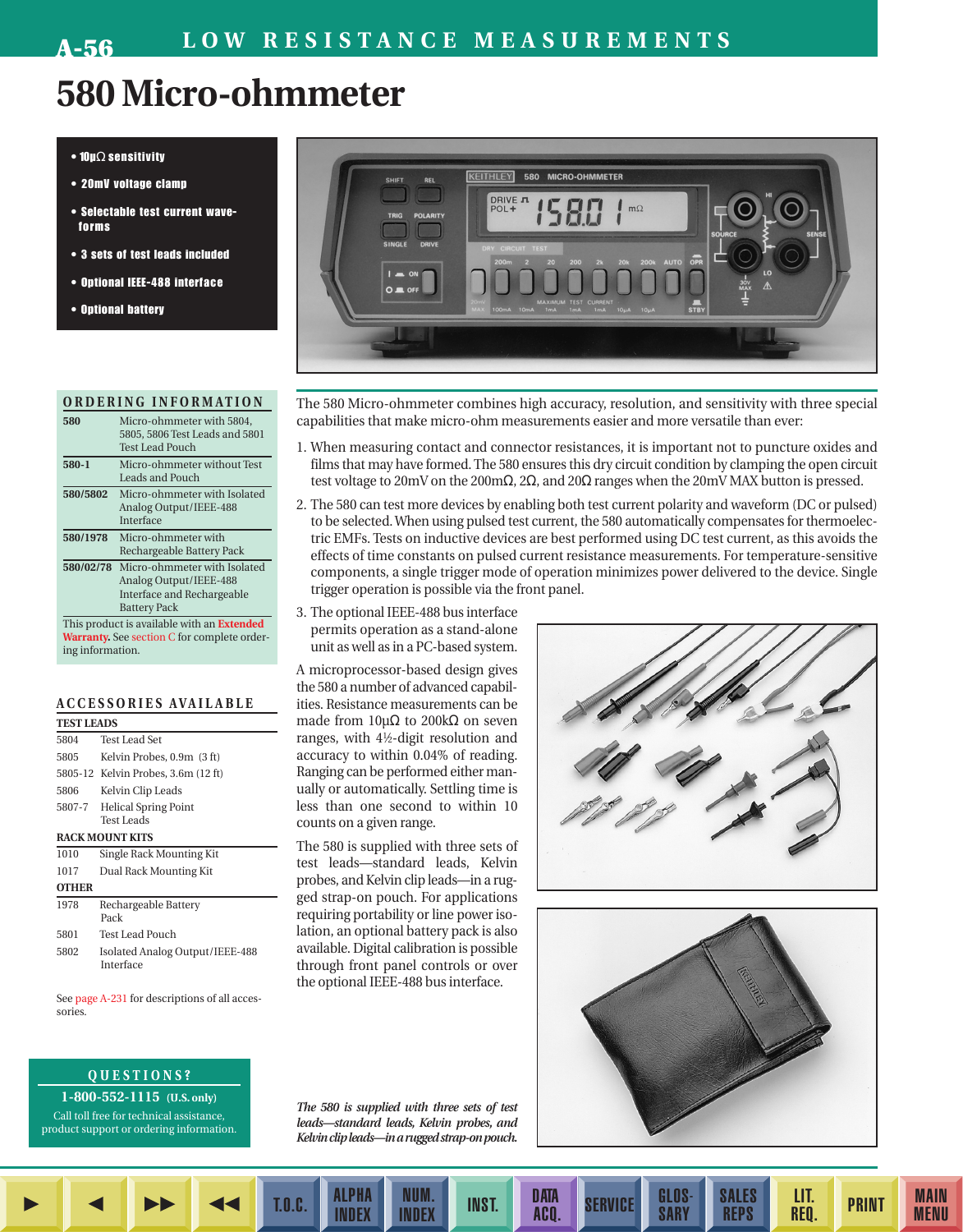# 580 Micro-ohmmeter

- 10µΩ sensitivity
- 20mV voltage clamp
- Selectable test current waveforms
- 3 sets of test leads included
- Optional IEEE-488 interface
- Optional battery

The 580 Micro-ohmmeter combines high accuracy, resolution, and sensitivity with three special capabilities that make micro-ohm measurements easier and more versatile than ever:

1. When measuring contact and connector resistances, it is important not to puncture oxides and films that may have formed. The 580 ensures this dry circuit condition by clamping the open circuit test voltage to 20mV on the 200mΩ, 2Ω, and 20Ω ranges when the 20mV MAX button is pressed.
2. The 580 can test more devices by enabling both test current polarity and waveform (DC or pulsed) to be selected. When using pulsed test current, the 580 automatically compensates for thermoelectric EMFs. Tests on inductive devices are best performed using DC test current, as this avoids the effects of time constants on pulsed current resistance measurements. For temperature-sensitive components, a single trigger mode of operation minimizes power delivered to the device. Single trigger operation is possible via the front panel.
3. The optional IEEE-488 bus interface permits operation as a stand-alone unit as well as in a PC-based system.

A microprocessor-based design gives the 580 a number of advanced capabilities. Resistance measurements can be made from 10µΩ to 200kΩ on seven ranges, with 4½-digit resolution and accuracy to within 0.04% of reading. Ranging can be performed either manually or automatically. Settling time is less than one second to within 10 counts on a given range.

The 580 is supplied with three sets of test leads—standard leads, Kelvin probes, and Kelvin clip leads—in a rugged strap-on pouch. For applications requiring portability or line power isolation, an optional battery pack is also available. Digital calibration is possible through front panel controls or over the optional IEEE-488 bus interface.

*The 580 is supplied with three sets of test leads—standard leads, Kelvin probes, and Kelvin clip leads—in a rugged strap-on pouch.*

## ORDERING INFORMATION

| | |
|---|---|
| **580** | Micro-ohmmeter with 5804, 5805, 5806 Test Leads and 5801 Test Lead Pouch |
| **580-1** | Micro-ohmmeter without Test Leads and Pouch |
| **580/5802** | Micro-ohmmeter with Isolated Analog Output/IEEE-488 Interface |
| **580/1978** | Micro-ohmmeter with Rechargeable Battery Pack |
| **580/02/78** | Micro-ohmmeter with Isolated Analog Output/IEEE-488 Interface and Rechargeable Battery Pack |

This product is available with an **Extended Warranty.** See section C for complete ordering information.

## ACCESSORIES AVAILABLE

| **TEST LEADS** | |
|---|---|
| 5804 | Test Lead Set |
| 5805 | Kelvin Probes, 0.9m (3 ft) |
| 5805-12 | Kelvin Probes, 3.6m (12 ft) |
| 5806 | Kelvin Clip Leads |
| 5807-7 | Helical Spring Point Test Leads |
| **RACK MOUNT KITS** | |
| 1010 | Single Rack Mounting Kit |
| 1017 | Dual Rack Mounting Kit |
| **OTHER** | |
| 1978 | Rechargeable Battery Pack |
| 5801 | Test Lead Pouch |
| 5802 | Isolated Analog Output/IEEE-488 Interface |

See page A-231 for descriptions of all accessories.

## QUESTIONS?

**1-800-552-1115 (U.S. only)**

Call toll free for technical assistance, product support or ordering information.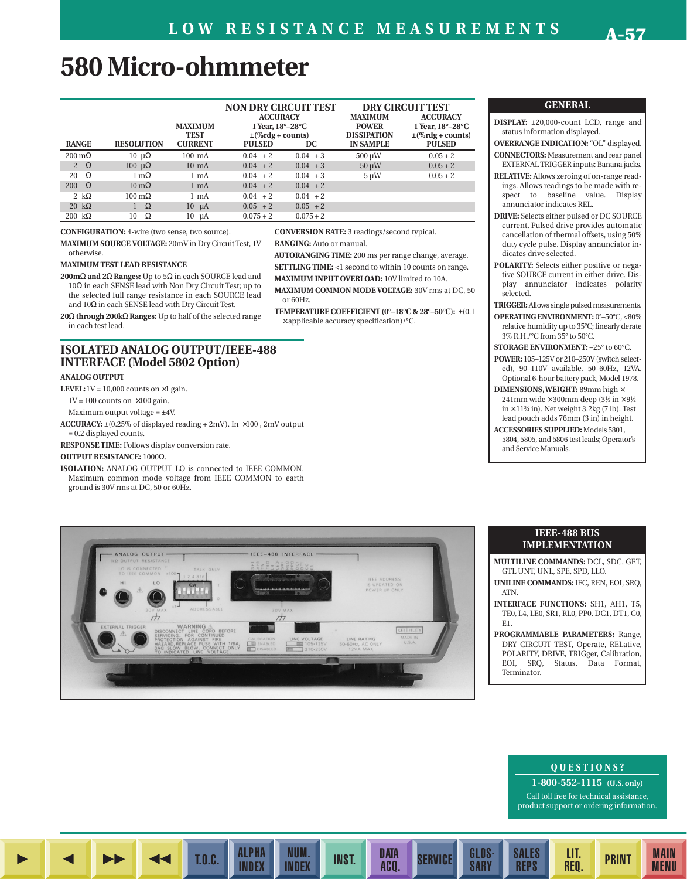# 580 Micro-ohmmeter

| | | | NON DRY CIRCUIT TEST | | DRY CIRCUIT TEST | |
|---|---|---|---|---|---|---|
| | | | ACCURACY 1 Year, 18°–28°C ±(%rdg + counts) | | | |
| RANGE | RESOLUTION | MAXIMUM TEST CURRENT | PULSED | DC | MAXIMUM POWER DISSIPATION IN SAMPLE | ACCURACY 1 Year, 18°–28°C ±(%rdg + counts) PULSED |
| 200 mΩ | 10 μΩ | 100 mA | 0.04 + 2 | 0.04 + 3 | 500 μW | 0.05 + 2 |
| 2 Ω | 100 μΩ | 10 mA | 0.04 + 2 | 0.04 + 3 | 50 μW | 0.05 + 2 |
| 20 Ω | 1 mΩ | 1 mA | 0.04 + 2 | 0.04 + 3 | 5 μW | 0.05 + 2 |
| 200 Ω | 10 mΩ | 1 mA | 0.04 + 2 | 0.04 + 2 | | |
| 2 kΩ | 100 mΩ | 1 mA | 0.04 + 2 | 0.04 + 2 | | |
| 20 kΩ | 1 Ω | 10 μA | 0.05 + 2 | 0.05 + 2 | | |
| 200 kΩ | 10 Ω | 10 μA | 0.075 + 2 | 0.075 + 2 | | |

**CONFIGURATION:** 4-wire (two sense, two source).

**MAXIMUM SOURCE VOLTAGE:** 20mV in Dry Circuit Test, 1V otherwise.

**MAXIMUM TEST LEAD RESISTANCE**

**200mΩ and 2Ω Ranges:** Up to 5Ω in each SOURCE lead and 10Ω in each SENSE lead with Non Dry Circuit Test; up to the selected full range resistance in each SOURCE lead and 10Ω in each SENSE lead with Dry Circuit Test.

**20Ω through 200kΩ Ranges:** Up to half of the selected range in each test lead.

**CONVERSION RATE:** 3 readings/second typical.

**RANGING:** Auto or manual.

**AUTORANGING TIME:** 200 ms per range change, average.

**SETTLING TIME:** <1 second to within 10 counts on range.

**MAXIMUM INPUT OVERLOAD:** 10V limited to 10A.

**MAXIMUM COMMON MODE VOLTAGE:** 30V rms at DC, 50 or 60Hz.

**TEMPERATURE COEFFICIENT (0°–18°C & 28°–50°C):** ±(0.1 × applicable accuracy specification)/°C.

## ISOLATED ANALOG OUTPUT/IEEE-488 INTERFACE (Model 5802 Option)

**ANALOG OUTPUT**

**LEVEL:** 1V = 10,000 counts on ×1 gain.
1V = 100 counts on ×100 gain.
Maximum output voltage = ±4V.

**ACCURACY:** ±(0.25% of displayed reading + 2mV). In ×100, 2mV output = 0.2 displayed counts.

**RESPONSE TIME:** Follows display conversion rate.

**OUTPUT RESISTANCE:** 1000Ω.

**ISOLATION:** ANALOG OUTPUT LO is connected to IEEE COMMON. Maximum common mode voltage from IEEE COMMON to earth ground is 30V rms at DC, 50 or 60Hz.

### GENERAL

**DISPLAY:** ±20,000-count LCD, range and status information displayed.

**OVERRANGE INDICATION:** "OL" displayed.

**CONNECTORS:** Measurement and rear panel EXTERNAL TRIGGER inputs: Banana jacks.

**RELATIVE:** Allows zeroing of on-range readings. Allows readings to be made with respect to baseline value. Display annunciator indicates REL.

**DRIVE:** Selects either pulsed or DC SOURCE current. Pulsed drive provides automatic cancellation of thermal offsets, using 50% duty cycle pulse. Display annunciator indicates drive selected.

**POLARITY:** Selects either positive or negative SOURCE current in either drive. Display annunciator indicates polarity selected.

**TRIGGER:** Allows single pulsed measurements.

**OPERATING ENVIRONMENT:** 0°–50°C, <80% relative humidity up to 35°C; linearly derate 3% R.H./°C from 35° to 50°C.

**STORAGE ENVIRONMENT:** –25° to 60°C.

**POWER:** 105–125V or 210–250V (switch selected), 90–110V available. 50–60Hz, 12VA. Optional 6-hour battery pack, Model 1978.

**DIMENSIONS, WEIGHT:** 89mm high × 241mm wide × 300mm deep (3½ in × 9½ in × 11¾ in). Net weight 3.2kg (7 lb). Test lead pouch adds 76mm (3 in) in height.

**ACCESSORIES SUPPLIED:** Models 5801, 5804, 5805, and 5806 test leads; Operator's and Service Manuals.

### IEEE-488 BUS IMPLEMENTATION

**MULTILINE COMMANDS:** DCL, SDC, GET, GTL UNT, UNL, SPE, SPD, LLO.

**UNILINE COMMANDS:** IFC, REN, EOI, SRQ, ATN.

**INTERFACE FUNCTIONS:** SH1, AH1, T5, TE0, L4, LE0, SR1, RL0, PP0, DC1, DT1, C0, E1.

**PROGRAMMABLE PARAMETERS:** Range, DRY CIRCUIT TEST, Operate, RELative, POLARITY, DRIVE, TRIGger, Calibration, EOI, SRQ, Status, Data Format, Terminator.

**QUESTIONS?**
**1-800-552-1115 (U.S. only)**
Call toll free for technical assistance, product support or ordering information.